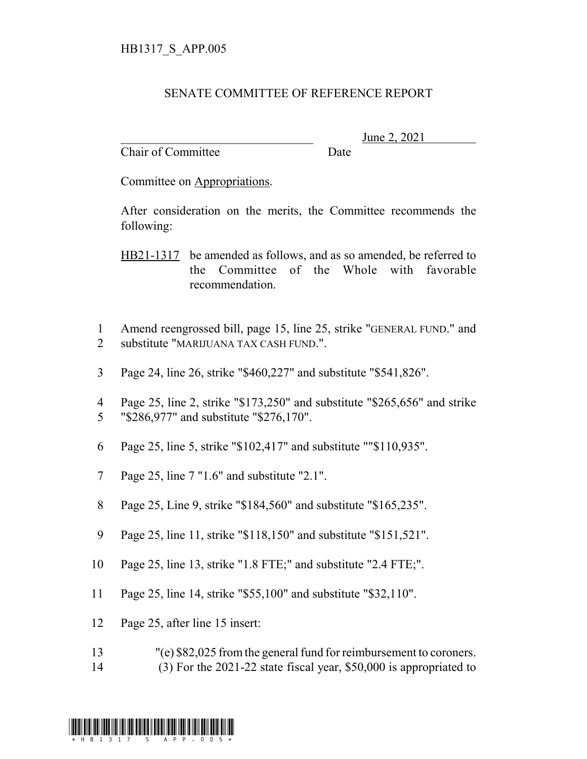HB1317_S_APP.005

# SENATE COMMITTEE OF REFERENCE REPORT

________________________________ June 2, 2021
Chair of Committee Date

Committee on Appropriations.

After consideration on the merits, the Committee recommends the following:

HB21-1317 be amended as follows, and as so amended, be referred to the Committee of the Whole with favorable recommendation.

1 Amend reengrossed bill, page 15, line 25, strike "GENERAL FUND." and
2 substitute "MARIJUANA TAX CASH FUND.".

3 Page 24, line 26, strike "$460,227" and substitute "$541,826".

4 Page 25, line 2, strike "$173,250" and substitute "$265,656" and strike
5 "$286,977" and substitute "$276,170".

6 Page 25, line 5, strike "$102,417" and substitute ""$110,935".

7 Page 25, line 7 "1.6" and substitute "2.1".

8 Page 25, Line 9, strike "$184,560" and substitute "$165,235".

9 Page 25, line 11, strike "$118,150" and substitute "$151,521".

10 Page 25, line 13, strike "1.8 FTE;" and substitute "2.4 FTE;".

11 Page 25, line 14, strike "$55,100" and substitute "$32,110".

12 Page 25, after line 15 insert:

13 "(e) $82,025 from the general fund for reimbursement to coroners.
14 (3) For the 2021-22 state fiscal year, $50,000 is appropriated to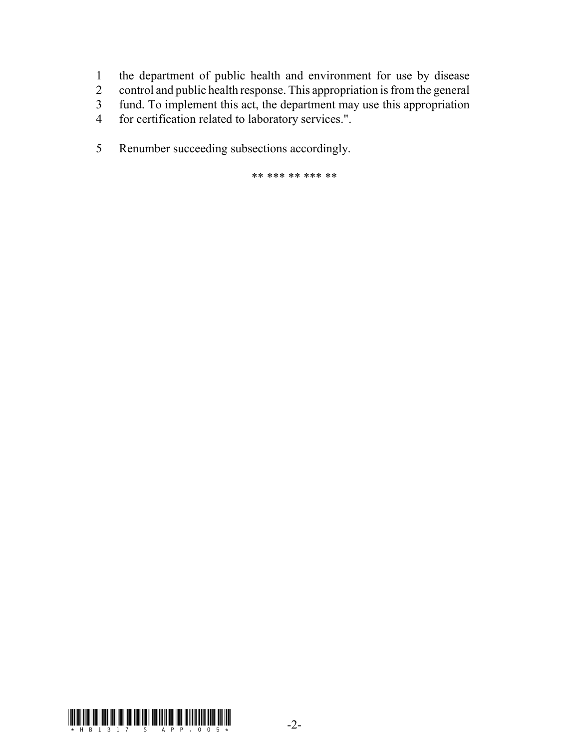1 the department of public health and environment for use by disease
2 control and public health response. This appropriation is from the general
3 fund. To implement this act, the department may use this appropriation
4 for certification related to laboratory services.".

5 Renumber succeeding subsections accordingly.

** *** ** *** **